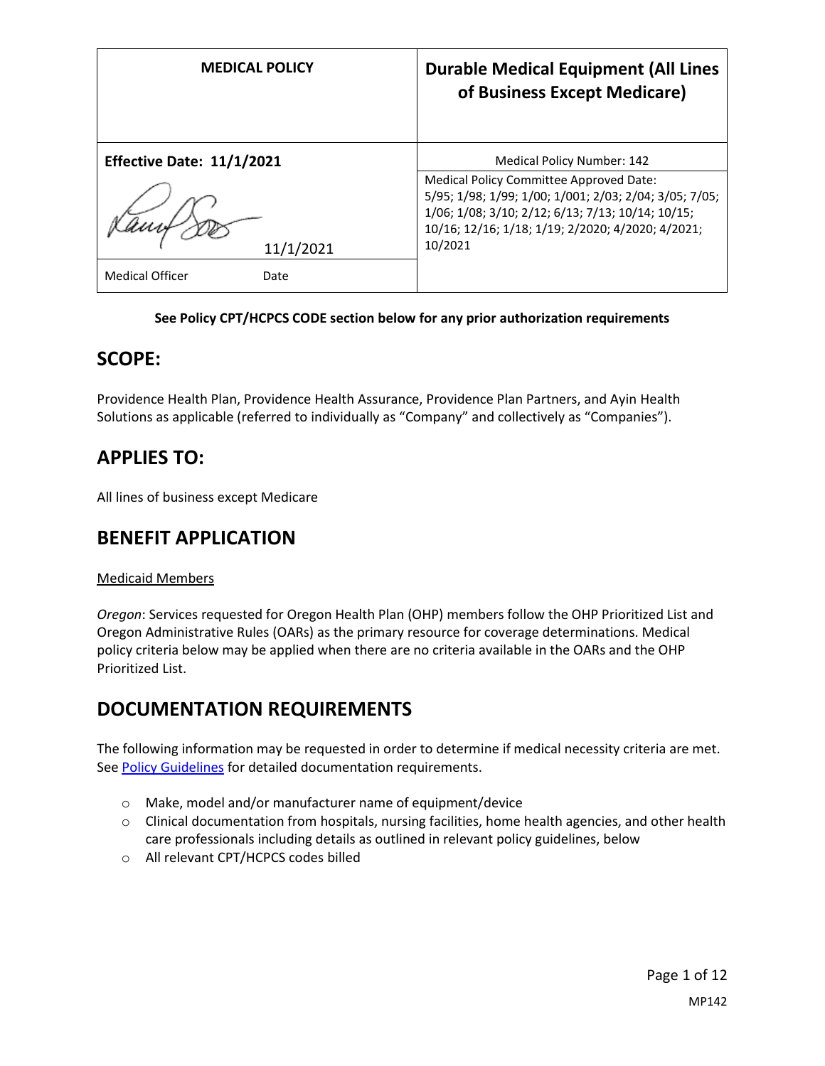| MEDICAL POLICY | Durable Medical Equipment (All Lines of Business Except Medicare) |
|---|---|
| **Effective Date: 11/1/2021** | Medical Policy Number: 142 |
| 11/1/2021 | Medical Policy Committee Approved Date: 5/95; 1/98; 1/99; 1/00; 1/001; 2/03; 2/04; 3/05; 7/05; 1/06; 1/08; 3/10; 2/12; 6/13; 7/13; 10/14; 10/15; 10/16; 12/16; 1/18; 1/19; 2/2020; 4/2020; 4/2021; 10/2021 |
| Medical Officer Date | |

**See Policy CPT/HCPCS CODE section below for any prior authorization requirements**

## SCOPE:

Providence Health Plan, Providence Health Assurance, Providence Plan Partners, and Ayin Health Solutions as applicable (referred to individually as "Company" and collectively as "Companies").

## APPLIES TO:

All lines of business except Medicare

## BENEFIT APPLICATION

Medicaid Members

*Oregon*: Services requested for Oregon Health Plan (OHP) members follow the OHP Prioritized List and Oregon Administrative Rules (OARs) as the primary resource for coverage determinations. Medical policy criteria below may be applied when there are no criteria available in the OARs and the OHP Prioritized List.

## DOCUMENTATION REQUIREMENTS

The following information may be requested in order to determine if medical necessity criteria are met. See Policy Guidelines for detailed documentation requirements.

- Make, model and/or manufacturer name of equipment/device
- Clinical documentation from hospitals, nursing facilities, home health agencies, and other health care professionals including details as outlined in relevant policy guidelines, below
- All relevant CPT/HCPCS codes billed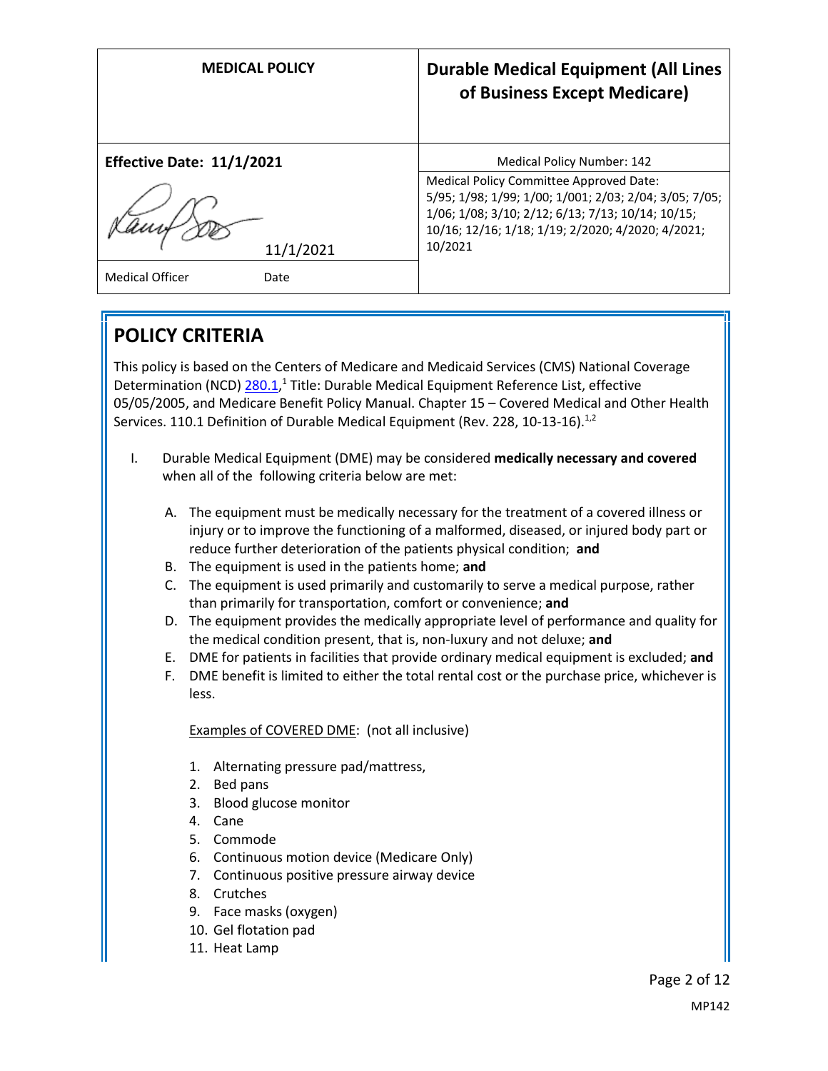| MEDICAL POLICY | Durable Medical Equipment (All Lines of Business Except Medicare) |
|---|---|
| **Effective Date: 11/1/2021** | Medical Policy Number: 142 |
| 11/1/2021 | Medical Policy Committee Approved Date: 5/95; 1/98; 1/99; 1/00; 1/001; 2/03; 2/04; 3/05; 7/05; 1/06; 1/08; 3/10; 2/12; 6/13; 7/13; 10/14; 10/15; 10/16; 12/16; 1/18; 1/19; 2/2020; 4/2020; 4/2021; 10/2021 |
| Medical Officer Date | |

## POLICY CRITERIA

This policy is based on the Centers of Medicare and Medicaid Services (CMS) National Coverage Determination (NCD) 280.1,[1] Title: Durable Medical Equipment Reference List, effective 05/05/2005, and Medicare Benefit Policy Manual. Chapter 15 – Covered Medical and Other Health Services. 110.1 Definition of Durable Medical Equipment (Rev. 228, 10-13-16).[1,2]

I. Durable Medical Equipment (DME) may be considered **medically necessary and covered** when all of the following criteria below are met:

   A. The equipment must be medically necessary for the treatment of a covered illness or injury or to improve the functioning of a malformed, diseased, or injured body part or reduce further deterioration of the patients physical condition; **and**
   B. The equipment is used in the patients home; **and**
   C. The equipment is used primarily and customarily to serve a medical purpose, rather than primarily for transportation, comfort or convenience; **and**
   D. The equipment provides the medically appropriate level of performance and quality for the medical condition present, that is, non-luxury and not deluxe; **and**
   E. DME for patients in facilities that provide ordinary medical equipment is excluded; **and**
   F. DME benefit is limited to either the total rental cost or the purchase price, whichever is less.

   Examples of COVERED DME: (not all inclusive)

   1. Alternating pressure pad/mattress,
   2. Bed pans
   3. Blood glucose monitor
   4. Cane
   5. Commode
   6. Continuous motion device (Medicare Only)
   7. Continuous positive pressure airway device
   8. Crutches
   9. Face masks (oxygen)
   10. Gel flotation pad
   11. Heat Lamp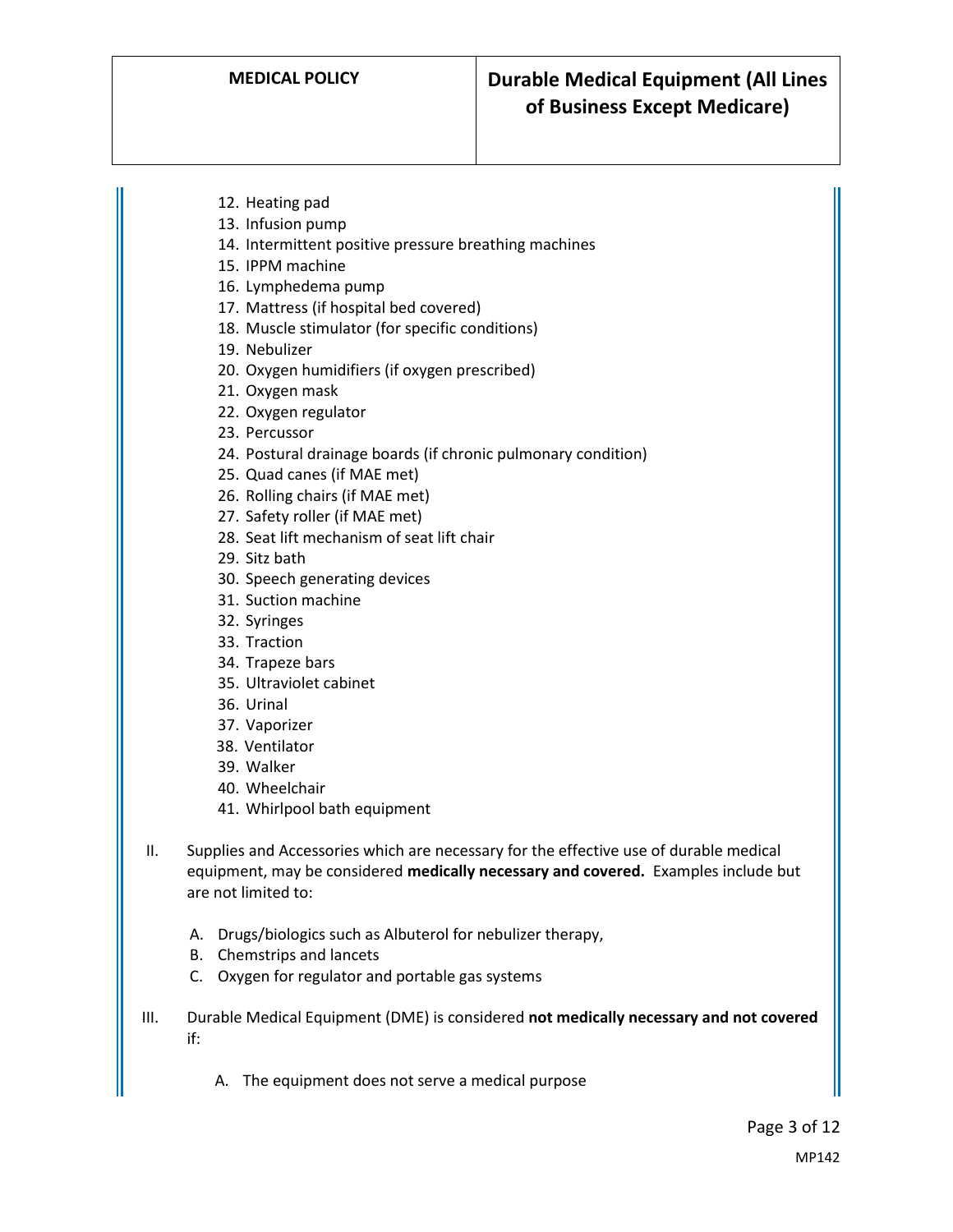12. Heating pad
13. Infusion pump
14. Intermittent positive pressure breathing machines
15. IPPM machine
16. Lymphedema pump
17. Mattress (if hospital bed covered)
18. Muscle stimulator (for specific conditions)
19. Nebulizer
20. Oxygen humidifiers (if oxygen prescribed)
21. Oxygen mask
22. Oxygen regulator
23. Percussor
24. Postural drainage boards (if chronic pulmonary condition)
25. Quad canes (if MAE met)
26. Rolling chairs (if MAE met)
27. Safety roller (if MAE met)
28. Seat lift mechanism of seat lift chair
29. Sitz bath
30. Speech generating devices
31. Suction machine
32. Syringes
33. Traction
34. Trapeze bars
35. Ultraviolet cabinet
36. Urinal
37. Vaporizer
38. Ventilator
39. Walker
40. Wheelchair
41. Whirlpool bath equipment

II. Supplies and Accessories which are necessary for the effective use of durable medical equipment, may be considered **medically necessary and covered.** Examples include but are not limited to:

   A. Drugs/biologics such as Albuterol for nebulizer therapy,
   B. Chemstrips and lancets
   C. Oxygen for regulator and portable gas systems

III. Durable Medical Equipment (DME) is considered **not medically necessary and not covered** if:

   A. The equipment does not serve a medical purpose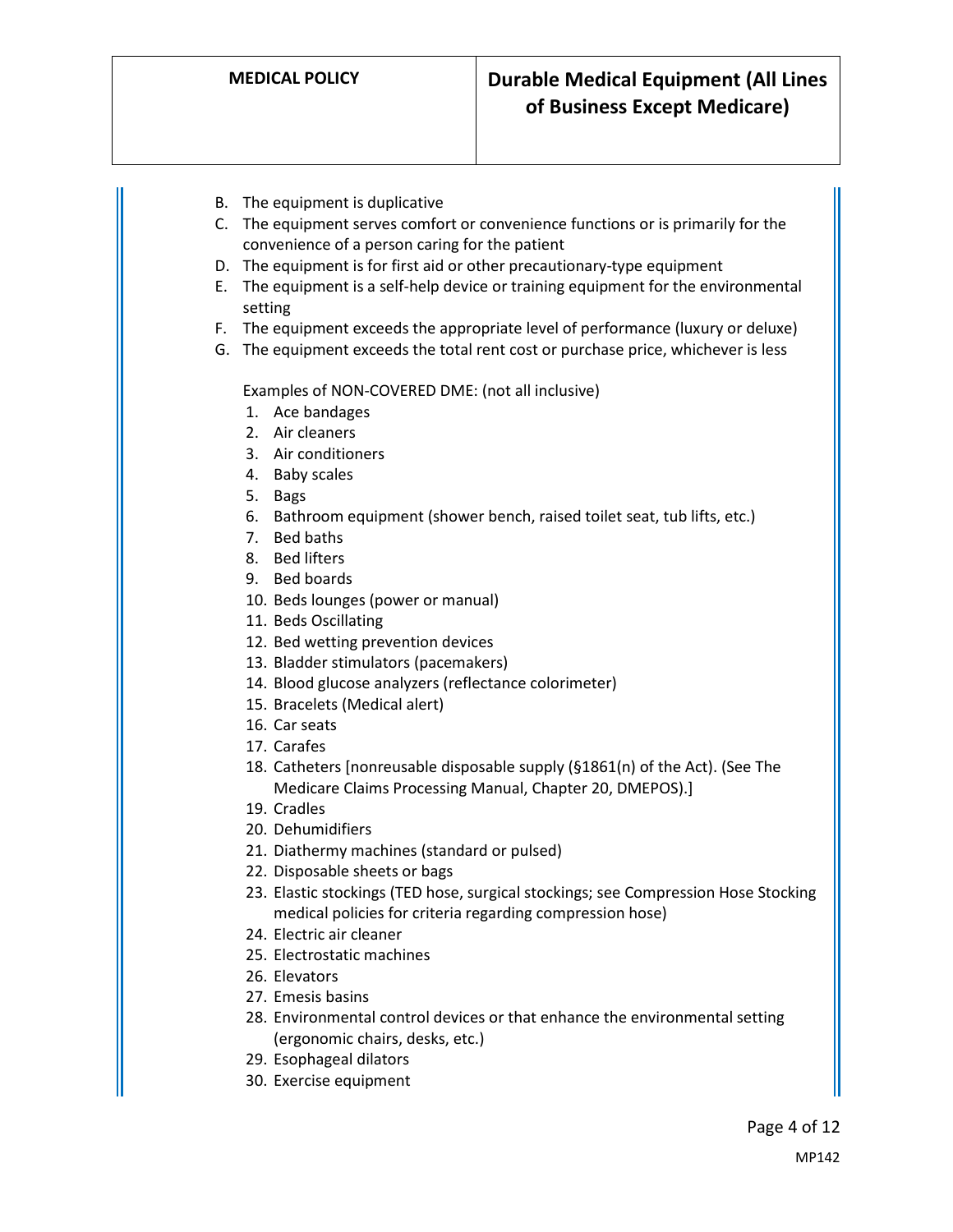B. The equipment is duplicative
C. The equipment serves comfort or convenience functions or is primarily for the convenience of a person caring for the patient
D. The equipment is for first aid or other precautionary-type equipment
E. The equipment is a self-help device or training equipment for the environmental setting
F. The equipment exceeds the appropriate level of performance (luxury or deluxe)
G. The equipment exceeds the total rent cost or purchase price, whichever is less

Examples of NON-COVERED DME: (not all inclusive)

1. Ace bandages
2. Air cleaners
3. Air conditioners
4. Baby scales
5. Bags
6. Bathroom equipment (shower bench, raised toilet seat, tub lifts, etc.)
7. Bed baths
8. Bed lifters
9. Bed boards
10. Beds lounges (power or manual)
11. Beds Oscillating
12. Bed wetting prevention devices
13. Bladder stimulators (pacemakers)
14. Blood glucose analyzers (reflectance colorimeter)
15. Bracelets (Medical alert)
16. Car seats
17. Carafes
18. Catheters [nonreusable disposable supply (§1861(n) of the Act). (See The Medicare Claims Processing Manual, Chapter 20, DMEPOS).]
19. Cradles
20. Dehumidifiers
21. Diathermy machines (standard or pulsed)
22. Disposable sheets or bags
23. Elastic stockings (TED hose, surgical stockings; see Compression Hose Stocking medical policies for criteria regarding compression hose)
24. Electric air cleaner
25. Electrostatic machines
26. Elevators
27. Emesis basins
28. Environmental control devices or that enhance the environmental setting (ergonomic chairs, desks, etc.)
29. Esophageal dilators
30. Exercise equipment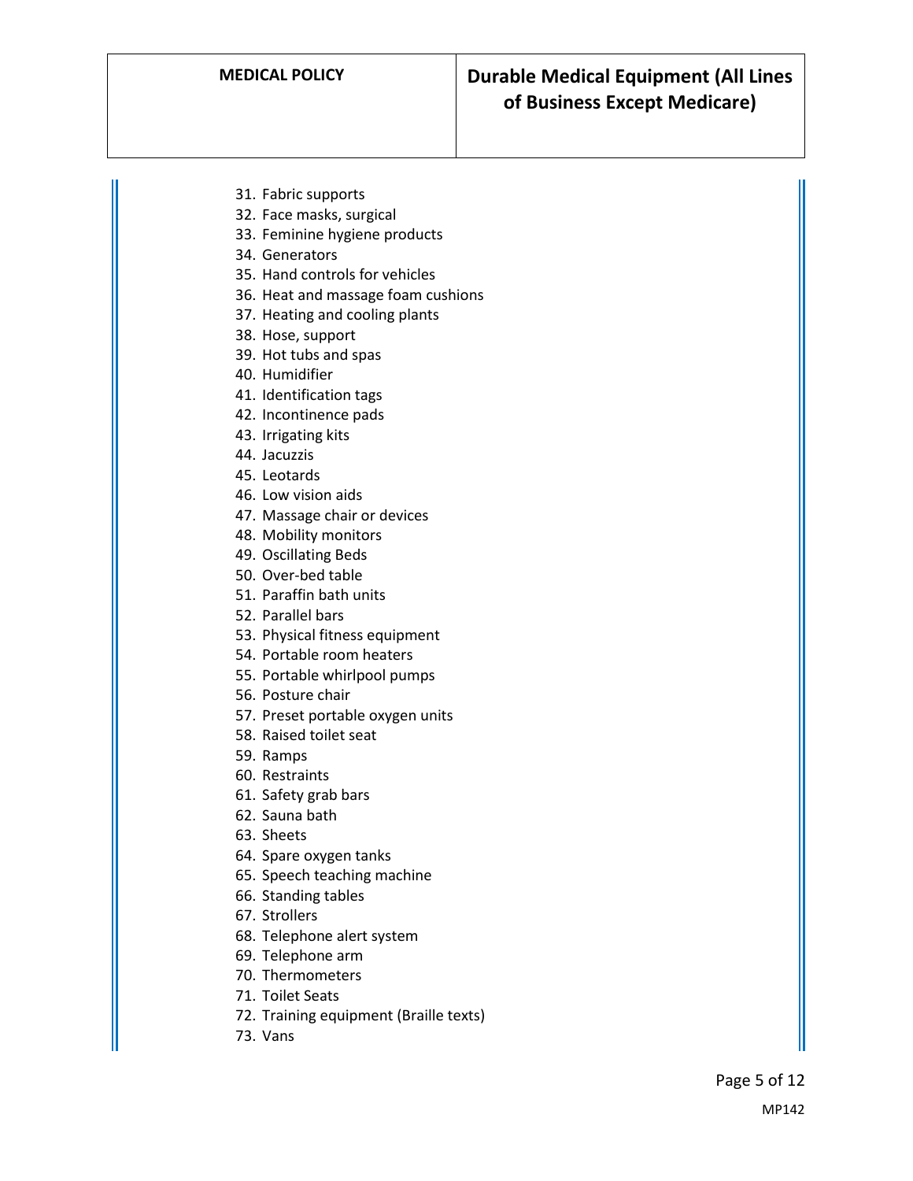31. Fabric supports
32. Face masks, surgical
33. Feminine hygiene products
34. Generators
35. Hand controls for vehicles
36. Heat and massage foam cushions
37. Heating and cooling plants
38. Hose, support
39. Hot tubs and spas
40. Humidifier
41. Identification tags
42. Incontinence pads
43. Irrigating kits
44. Jacuzzis
45. Leotards
46. Low vision aids
47. Massage chair or devices
48. Mobility monitors
49. Oscillating Beds
50. Over-bed table
51. Paraffin bath units
52. Parallel bars
53. Physical fitness equipment
54. Portable room heaters
55. Portable whirlpool pumps
56. Posture chair
57. Preset portable oxygen units
58. Raised toilet seat
59. Ramps
60. Restraints
61. Safety grab bars
62. Sauna bath
63. Sheets
64. Spare oxygen tanks
65. Speech teaching machine
66. Standing tables
67. Strollers
68. Telephone alert system
69. Telephone arm
70. Thermometers
71. Toilet Seats
72. Training equipment (Braille texts)
73. Vans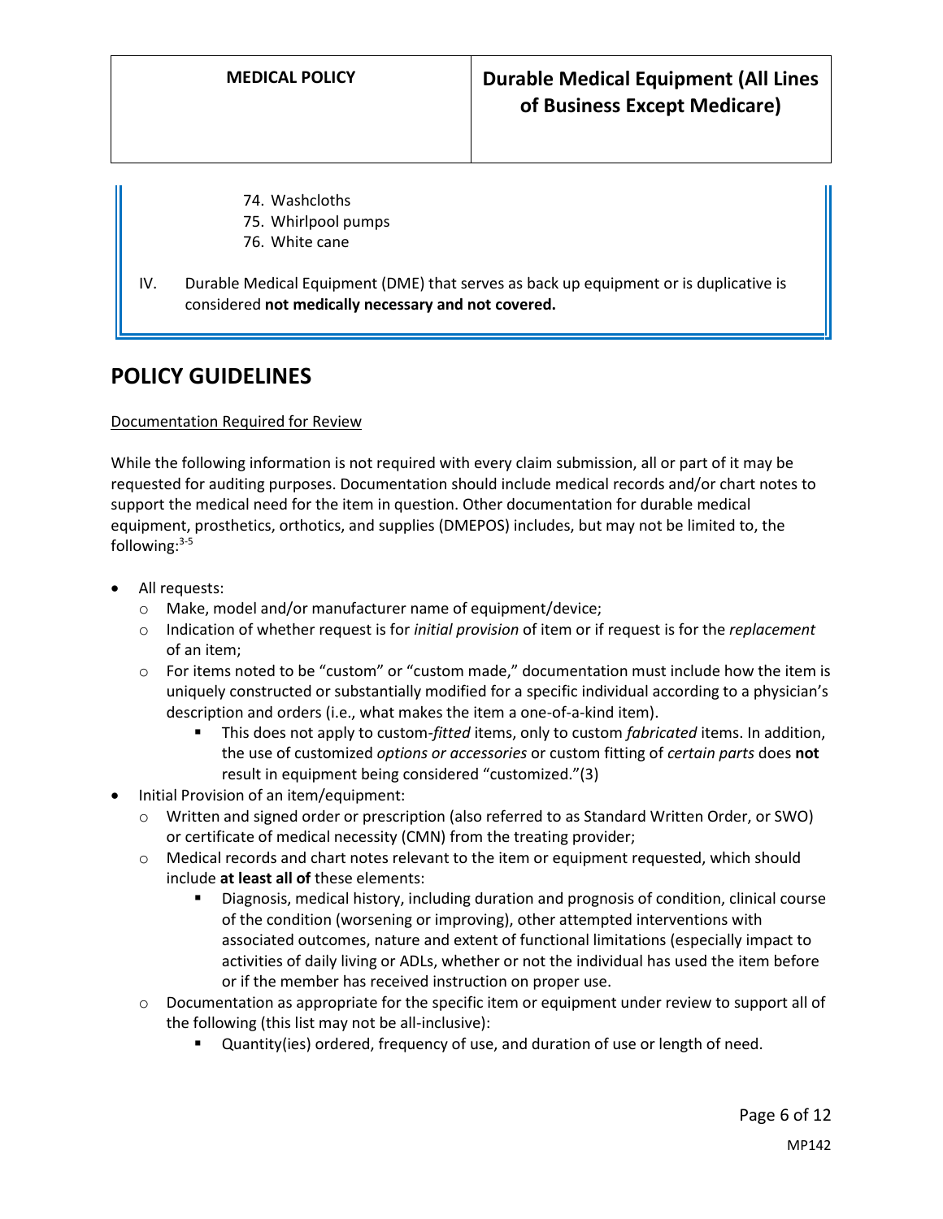74. Washcloths
75. Whirlpool pumps
76. White cane

IV. Durable Medical Equipment (DME) that serves as back up equipment or is duplicative is considered **not medically necessary and not covered.**

# POLICY GUIDELINES

<u>Documentation Required for Review</u>

While the following information is not required with every claim submission, all or part of it may be requested for auditing purposes. Documentation should include medical records and/or chart notes to support the medical need for the item in question. Other documentation for durable medical equipment, prosthetics, orthotics, and supplies (DMEPOS) includes, but may not be limited to, the following:[3-5]

- All requests:
  - Make, model and/or manufacturer name of equipment/device;
  - Indication of whether request is for *initial provision* of item or if request is for the *replacement* of an item;
  - For items noted to be "custom" or "custom made," documentation must include how the item is uniquely constructed or substantially modified for a specific individual according to a physician's description and orders (i.e., what makes the item a one-of-a-kind item).
    - This does not apply to custom-*fitted* items, only to custom *fabricated* items. In addition, the use of customized *options or accessories* or custom fitting of *certain parts* does **not** result in equipment being considered "customized."(3)
- Initial Provision of an item/equipment:
  - Written and signed order or prescription (also referred to as Standard Written Order, or SWO) or certificate of medical necessity (CMN) from the treating provider;
  - Medical records and chart notes relevant to the item or equipment requested, which should include **at least all of** these elements:
    - Diagnosis, medical history, including duration and prognosis of condition, clinical course of the condition (worsening or improving), other attempted interventions with associated outcomes, nature and extent of functional limitations (especially impact to activities of daily living or ADLs, whether or not the individual has used the item before or if the member has received instruction on proper use.
  - Documentation as appropriate for the specific item or equipment under review to support all of the following (this list may not be all-inclusive):
    - Quantity(ies) ordered, frequency of use, and duration of use or length of need.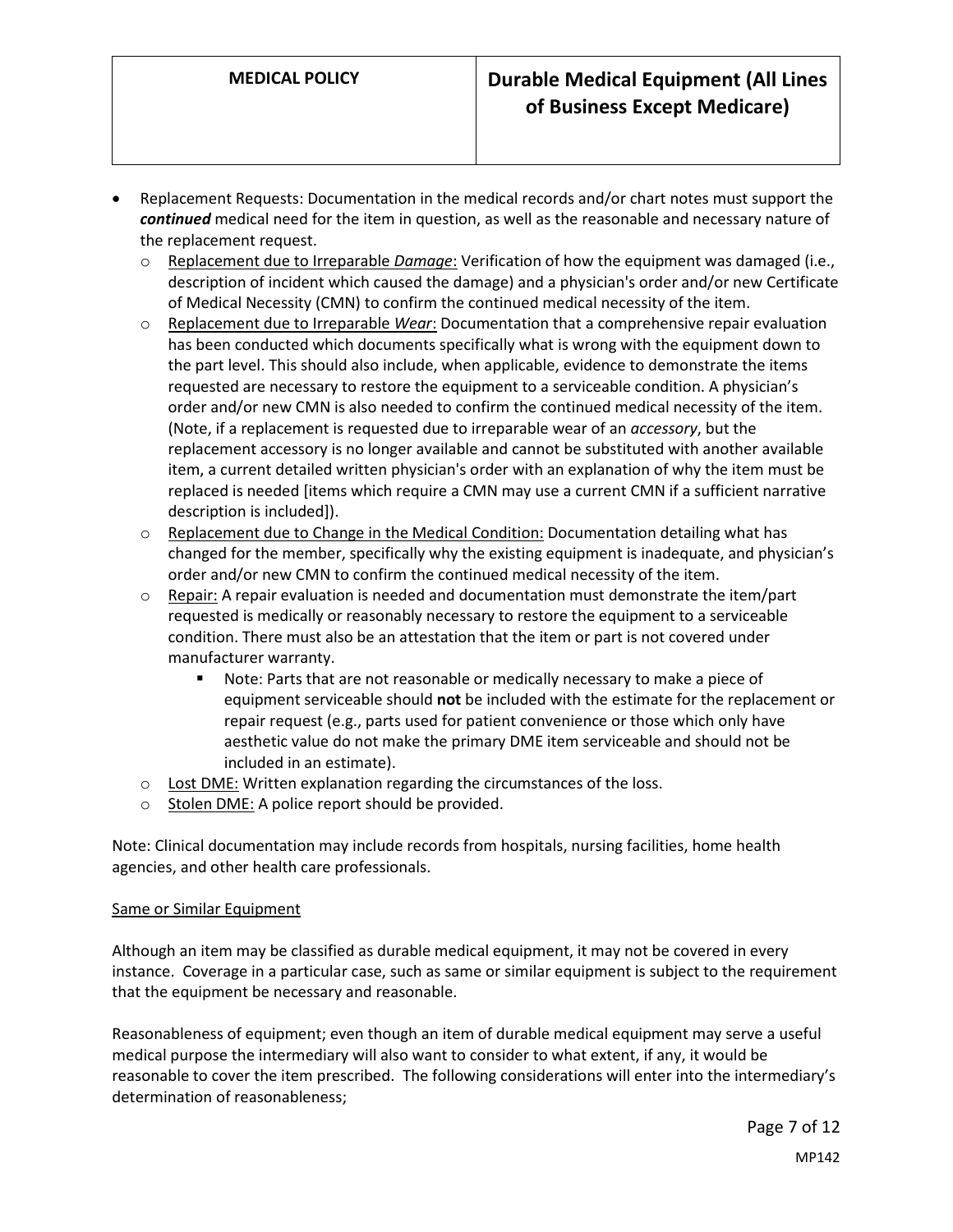- Replacement Requests: Documentation in the medical records and/or chart notes must support the ***continued*** medical need for the item in question, as well as the reasonable and necessary nature of the replacement request.
  - Replacement due to Irreparable *Damage*: Verification of how the equipment was damaged (i.e., description of incident which caused the damage) and a physician's order and/or new Certificate of Medical Necessity (CMN) to confirm the continued medical necessity of the item.
  - Replacement due to Irreparable *Wear*: Documentation that a comprehensive repair evaluation has been conducted which documents specifically what is wrong with the equipment down to the part level. This should also include, when applicable, evidence to demonstrate the items requested are necessary to restore the equipment to a serviceable condition. A physician's order and/or new CMN is also needed to confirm the continued medical necessity of the item. (Note, if a replacement is requested due to irreparable wear of an *accessory*, but the replacement accessory is no longer available and cannot be substituted with another available item, a current detailed written physician's order with an explanation of why the item must be replaced is needed [items which require a CMN may use a current CMN if a sufficient narrative description is included]).
  - Replacement due to Change in the Medical Condition: Documentation detailing what has changed for the member, specifically why the existing equipment is inadequate, and physician's order and/or new CMN to confirm the continued medical necessity of the item.
  - Repair: A repair evaluation is needed and documentation must demonstrate the item/part requested is medically or reasonably necessary to restore the equipment to a serviceable condition. There must also be an attestation that the item or part is not covered under manufacturer warranty.
    - Note: Parts that are not reasonable or medically necessary to make a piece of equipment serviceable should **not** be included with the estimate for the replacement or repair request (e.g., parts used for patient convenience or those which only have aesthetic value do not make the primary DME item serviceable and should not be included in an estimate).
  - Lost DME: Written explanation regarding the circumstances of the loss.
  - Stolen DME: A police report should be provided.

Note: Clinical documentation may include records from hospitals, nursing facilities, home health agencies, and other health care professionals.

Same or Similar Equipment

Although an item may be classified as durable medical equipment, it may not be covered in every instance. Coverage in a particular case, such as same or similar equipment is subject to the requirement that the equipment be necessary and reasonable.

Reasonableness of equipment; even though an item of durable medical equipment may serve a useful medical purpose the intermediary will also want to consider to what extent, if any, it would be reasonable to cover the item prescribed. The following considerations will enter into the intermediary's determination of reasonableness;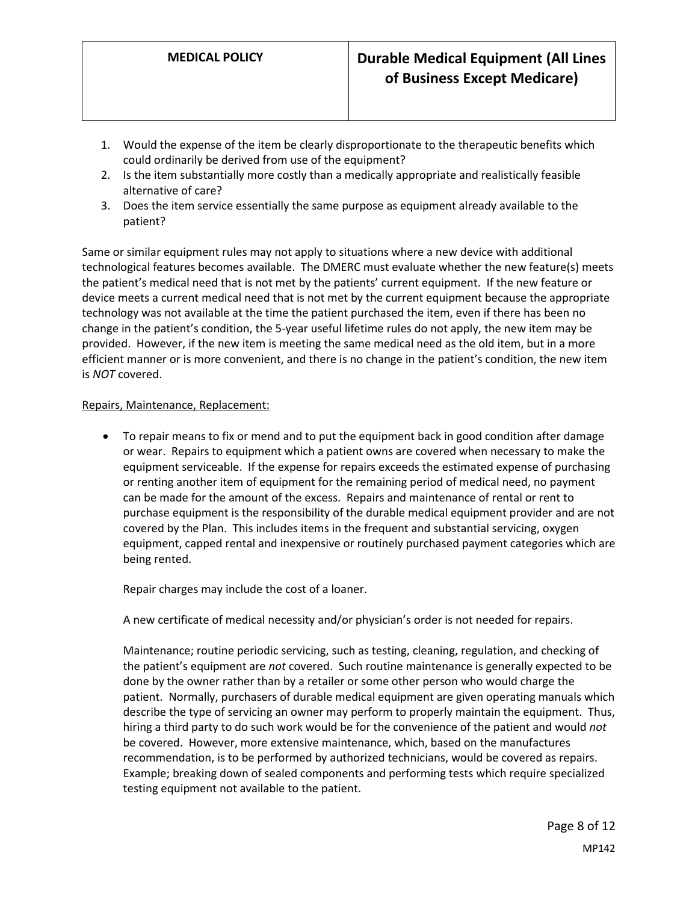1. Would the expense of the item be clearly disproportionate to the therapeutic benefits which could ordinarily be derived from use of the equipment?
2. Is the item substantially more costly than a medically appropriate and realistically feasible alternative of care?
3. Does the item service essentially the same purpose as equipment already available to the patient?

Same or similar equipment rules may not apply to situations where a new device with additional technological features becomes available. The DMERC must evaluate whether the new feature(s) meets the patient's medical need that is not met by the patients' current equipment. If the new feature or device meets a current medical need that is not met by the current equipment because the appropriate technology was not available at the time the patient purchased the item, even if there has been no change in the patient's condition, the 5-year useful lifetime rules do not apply, the new item may be provided. However, if the new item is meeting the same medical need as the old item, but in a more efficient manner or is more convenient, and there is no change in the patient's condition, the new item is *NOT* covered.

<u>Repairs, Maintenance, Replacement:</u>

- To repair means to fix or mend and to put the equipment back in good condition after damage or wear. Repairs to equipment which a patient owns are covered when necessary to make the equipment serviceable. If the expense for repairs exceeds the estimated expense of purchasing or renting another item of equipment for the remaining period of medical need, no payment can be made for the amount of the excess. Repairs and maintenance of rental or rent to purchase equipment is the responsibility of the durable medical equipment provider and are not covered by the Plan. This includes items in the frequent and substantial servicing, oxygen equipment, capped rental and inexpensive or routinely purchased payment categories which are being rented.

  Repair charges may include the cost of a loaner.

  A new certificate of medical necessity and/or physician's order is not needed for repairs.

  Maintenance; routine periodic servicing, such as testing, cleaning, regulation, and checking of the patient's equipment are *not* covered. Such routine maintenance is generally expected to be done by the owner rather than by a retailer or some other person who would charge the patient. Normally, purchasers of durable medical equipment are given operating manuals which describe the type of servicing an owner may perform to properly maintain the equipment. Thus, hiring a third party to do such work would be for the convenience of the patient and would *not* be covered. However, more extensive maintenance, which, based on the manufactures recommendation, is to be performed by authorized technicians, would be covered as repairs. Example; breaking down of sealed components and performing tests which require specialized testing equipment not available to the patient.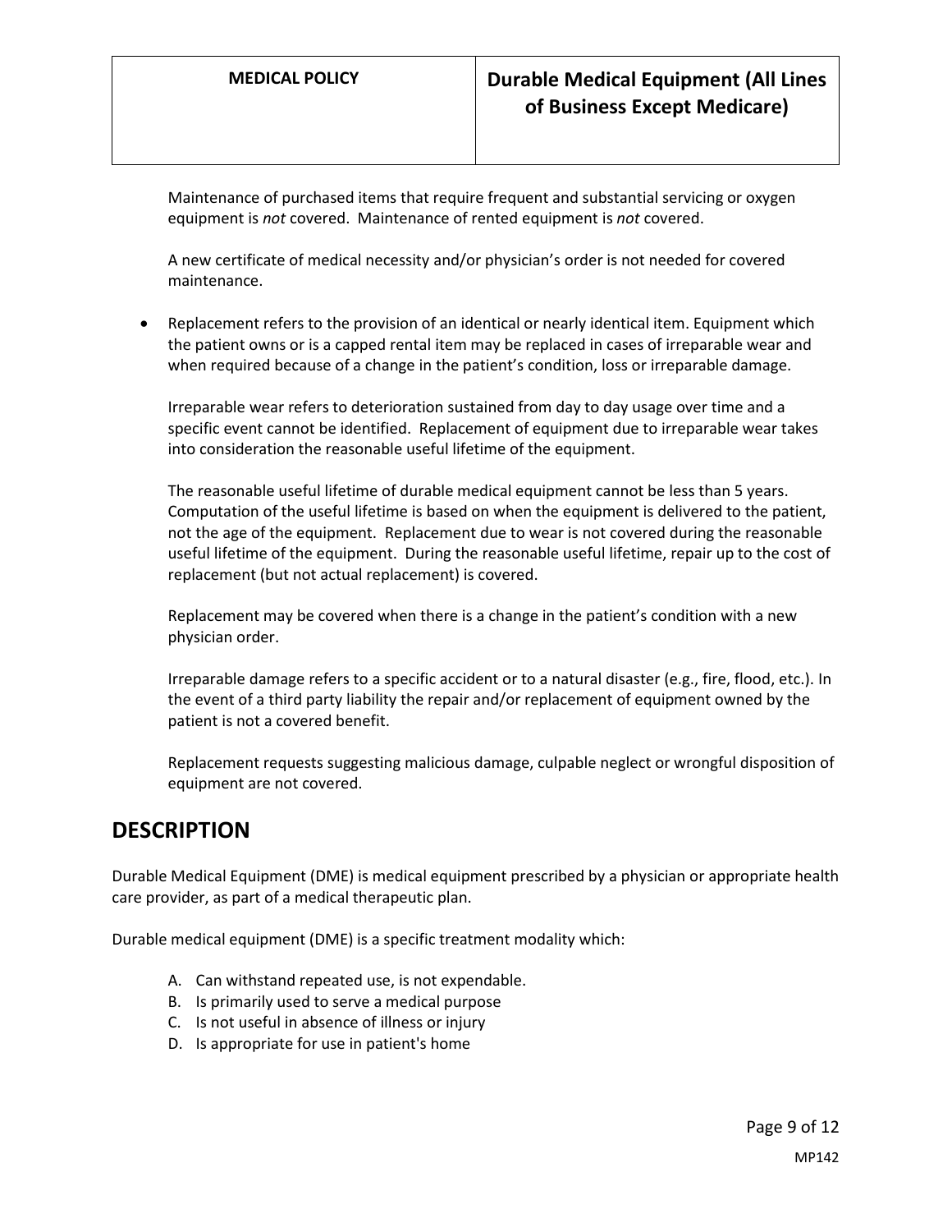Maintenance of purchased items that require frequent and substantial servicing or oxygen equipment is *not* covered. Maintenance of rented equipment is *not* covered.

A new certificate of medical necessity and/or physician's order is not needed for covered maintenance.

- Replacement refers to the provision of an identical or nearly identical item. Equipment which the patient owns or is a capped rental item may be replaced in cases of irreparable wear and when required because of a change in the patient's condition, loss or irreparable damage.

  Irreparable wear refers to deterioration sustained from day to day usage over time and a specific event cannot be identified. Replacement of equipment due to irreparable wear takes into consideration the reasonable useful lifetime of the equipment.

  The reasonable useful lifetime of durable medical equipment cannot be less than 5 years. Computation of the useful lifetime is based on when the equipment is delivered to the patient, not the age of the equipment. Replacement due to wear is not covered during the reasonable useful lifetime of the equipment. During the reasonable useful lifetime, repair up to the cost of replacement (but not actual replacement) is covered.

  Replacement may be covered when there is a change in the patient's condition with a new physician order.

  Irreparable damage refers to a specific accident or to a natural disaster (e.g., fire, flood, etc.). In the event of a third party liability the repair and/or replacement of equipment owned by the patient is not a covered benefit.

  Replacement requests suggesting malicious damage, culpable neglect or wrongful disposition of equipment are not covered.

## DESCRIPTION

Durable Medical Equipment (DME) is medical equipment prescribed by a physician or appropriate health care provider, as part of a medical therapeutic plan.

Durable medical equipment (DME) is a specific treatment modality which:

A. Can withstand repeated use, is not expendable.
B. Is primarily used to serve a medical purpose
C. Is not useful in absence of illness or injury
D. Is appropriate for use in patient's home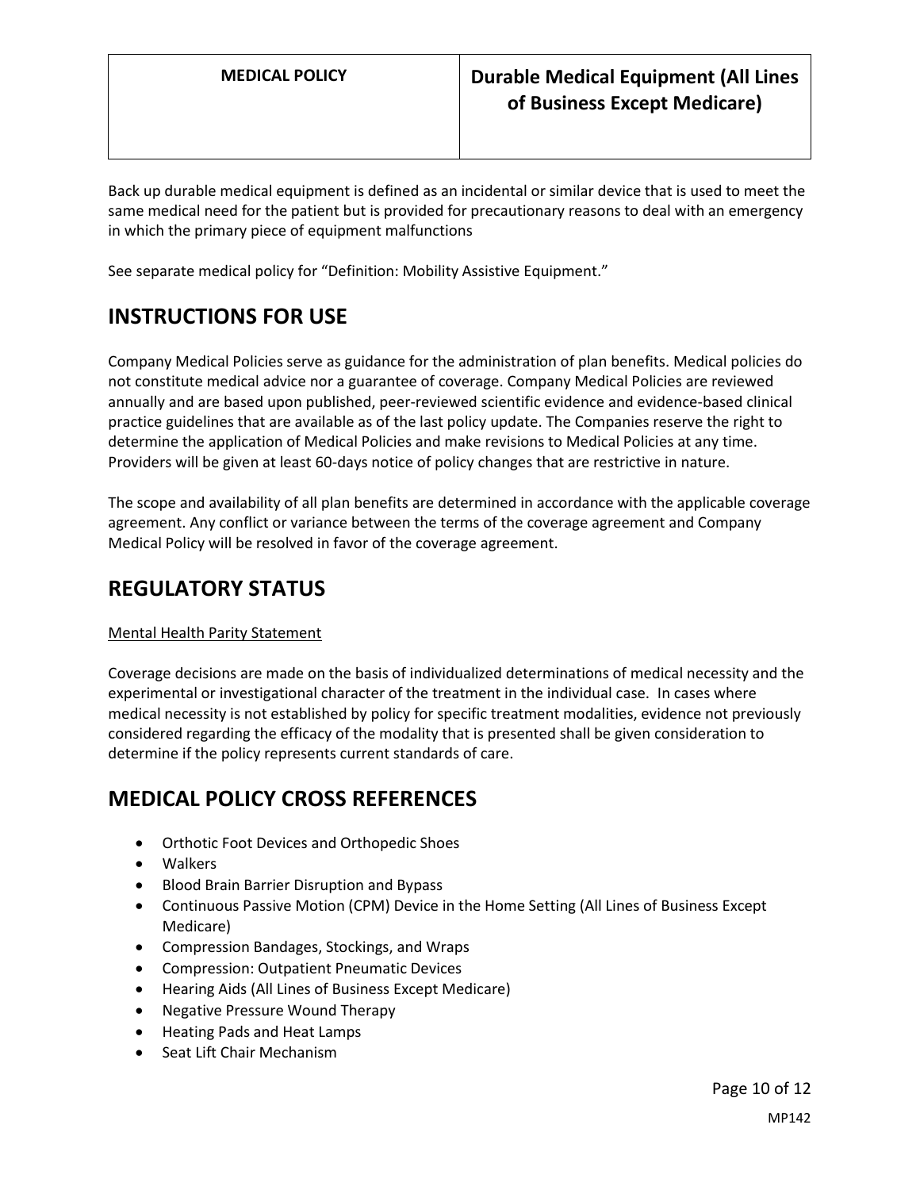Back up durable medical equipment is defined as an incidental or similar device that is used to meet the same medical need for the patient but is provided for precautionary reasons to deal with an emergency in which the primary piece of equipment malfunctions

See separate medical policy for "Definition: Mobility Assistive Equipment."

## INSTRUCTIONS FOR USE

Company Medical Policies serve as guidance for the administration of plan benefits. Medical policies do not constitute medical advice nor a guarantee of coverage. Company Medical Policies are reviewed annually and are based upon published, peer-reviewed scientific evidence and evidence-based clinical practice guidelines that are available as of the last policy update. The Companies reserve the right to determine the application of Medical Policies and make revisions to Medical Policies at any time. Providers will be given at least 60-days notice of policy changes that are restrictive in nature.

The scope and availability of all plan benefits are determined in accordance with the applicable coverage agreement. Any conflict or variance between the terms of the coverage agreement and Company Medical Policy will be resolved in favor of the coverage agreement.

## REGULATORY STATUS

Mental Health Parity Statement

Coverage decisions are made on the basis of individualized determinations of medical necessity and the experimental or investigational character of the treatment in the individual case. In cases where medical necessity is not established by policy for specific treatment modalities, evidence not previously considered regarding the efficacy of the modality that is presented shall be given consideration to determine if the policy represents current standards of care.

## MEDICAL POLICY CROSS REFERENCES

- Orthotic Foot Devices and Orthopedic Shoes
- Walkers
- Blood Brain Barrier Disruption and Bypass
- Continuous Passive Motion (CPM) Device in the Home Setting (All Lines of Business Except Medicare)
- Compression Bandages, Stockings, and Wraps
- Compression: Outpatient Pneumatic Devices
- Hearing Aids (All Lines of Business Except Medicare)
- Negative Pressure Wound Therapy
- Heating Pads and Heat Lamps
- Seat Lift Chair Mechanism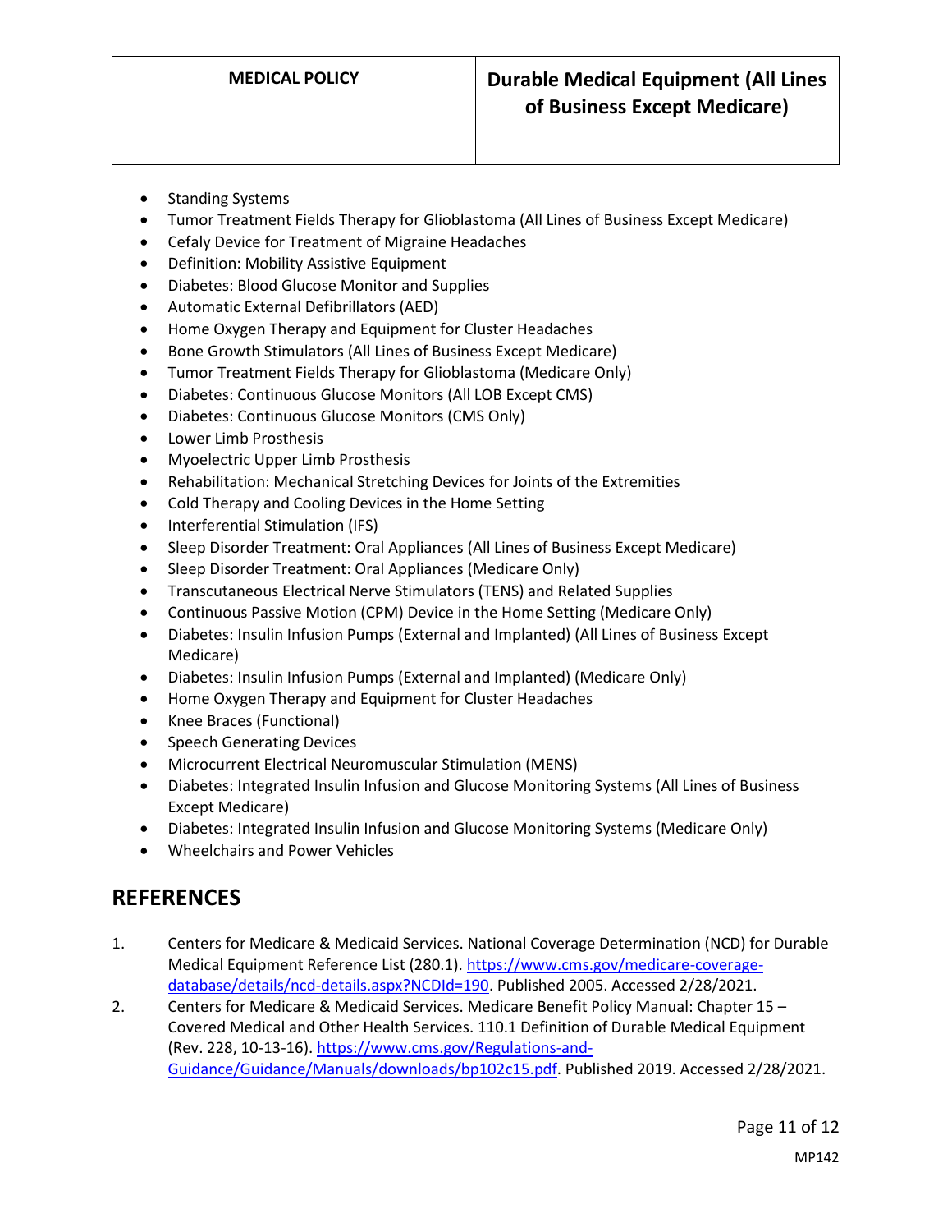- Standing Systems
- Tumor Treatment Fields Therapy for Glioblastoma (All Lines of Business Except Medicare)
- Cefaly Device for Treatment of Migraine Headaches
- Definition: Mobility Assistive Equipment
- Diabetes: Blood Glucose Monitor and Supplies
- Automatic External Defibrillators (AED)
- Home Oxygen Therapy and Equipment for Cluster Headaches
- Bone Growth Stimulators (All Lines of Business Except Medicare)
- Tumor Treatment Fields Therapy for Glioblastoma (Medicare Only)
- Diabetes: Continuous Glucose Monitors (All LOB Except CMS)
- Diabetes: Continuous Glucose Monitors (CMS Only)
- Lower Limb Prosthesis
- Myoelectric Upper Limb Prosthesis
- Rehabilitation: Mechanical Stretching Devices for Joints of the Extremities
- Cold Therapy and Cooling Devices in the Home Setting
- Interferential Stimulation (IFS)
- Sleep Disorder Treatment: Oral Appliances (All Lines of Business Except Medicare)
- Sleep Disorder Treatment: Oral Appliances (Medicare Only)
- Transcutaneous Electrical Nerve Stimulators (TENS) and Related Supplies
- Continuous Passive Motion (CPM) Device in the Home Setting (Medicare Only)
- Diabetes: Insulin Infusion Pumps (External and Implanted) (All Lines of Business Except Medicare)
- Diabetes: Insulin Infusion Pumps (External and Implanted) (Medicare Only)
- Home Oxygen Therapy and Equipment for Cluster Headaches
- Knee Braces (Functional)
- Speech Generating Devices
- Microcurrent Electrical Neuromuscular Stimulation (MENS)
- Diabetes: Integrated Insulin Infusion and Glucose Monitoring Systems (All Lines of Business Except Medicare)
- Diabetes: Integrated Insulin Infusion and Glucose Monitoring Systems (Medicare Only)
- Wheelchairs and Power Vehicles

## REFERENCES

1. Centers for Medicare & Medicaid Services. National Coverage Determination (NCD) for Durable Medical Equipment Reference List (280.1). https://www.cms.gov/medicare-coverage-database/details/ncd-details.aspx?NCDId=190. Published 2005. Accessed 2/28/2021.
2. Centers for Medicare & Medicaid Services. Medicare Benefit Policy Manual: Chapter 15 – Covered Medical and Other Health Services. 110.1 Definition of Durable Medical Equipment (Rev. 228, 10-13-16). https://www.cms.gov/Regulations-and-Guidance/Guidance/Manuals/downloads/bp102c15.pdf. Published 2019. Accessed 2/28/2021.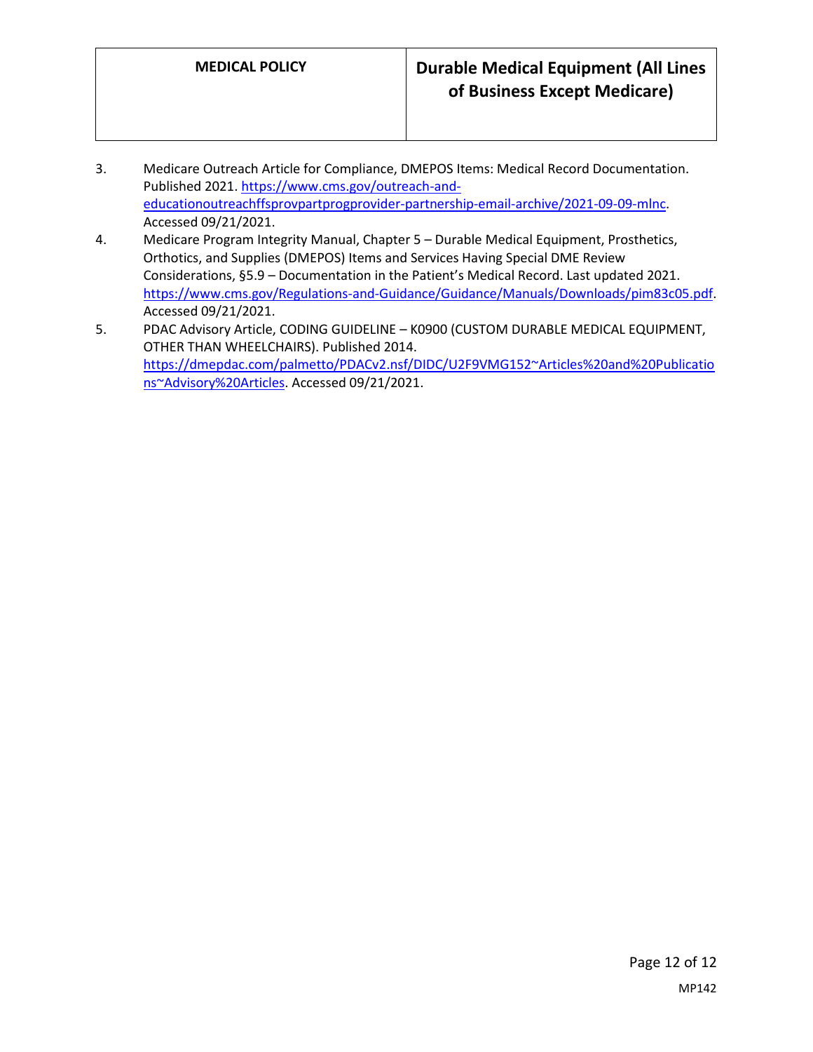3. Medicare Outreach Article for Compliance, DMEPOS Items: Medical Record Documentation. Published 2021. [https://www.cms.gov/outreach-and-educationoutreachffsprovpartprogprovider-partnership-email-archive/2021-09-09-mlnc](https://www.cms.gov/outreach-and-educationoutreachffsprovpartprogprovider-partnership-email-archive/2021-09-09-mlnc). Accessed 09/21/2021.
4. Medicare Program Integrity Manual, Chapter 5 – Durable Medical Equipment, Prosthetics, Orthotics, and Supplies (DMEPOS) Items and Services Having Special DME Review Considerations, §5.9 – Documentation in the Patient's Medical Record. Last updated 2021. [https://www.cms.gov/Regulations-and-Guidance/Guidance/Manuals/Downloads/pim83c05.pdf](https://www.cms.gov/Regulations-and-Guidance/Guidance/Manuals/Downloads/pim83c05.pdf). Accessed 09/21/2021.
5. PDAC Advisory Article, CODING GUIDELINE – K0900 (CUSTOM DURABLE MEDICAL EQUIPMENT, OTHER THAN WHEELCHAIRS). Published 2014. [https://dmepdac.com/palmetto/PDACv2.nsf/DIDC/U2F9VMG152~Articles%20and%20Publications~Advisory%20Articles](https://dmepdac.com/palmetto/PDACv2.nsf/DIDC/U2F9VMG152~Articles%20and%20Publications~Advisory%20Articles). Accessed 09/21/2021.